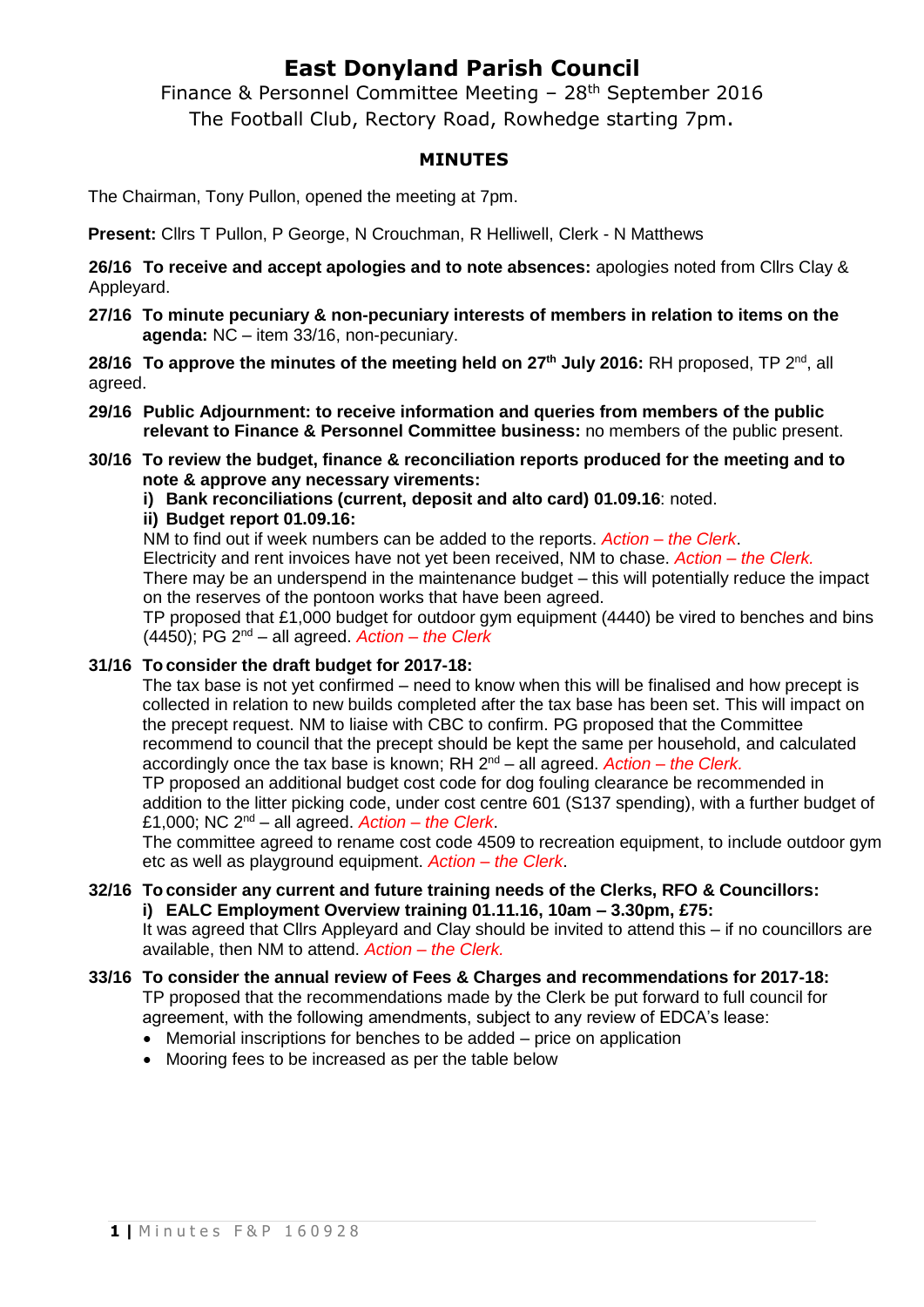# East Donyland Parish Council

Finance & Personnel Committee Meeting – 28th September 2016

The Football Club, Rectory Road, Rowhedge starting 7pm.

## MINUTES

The Chairman, Tony Pullon, opened the meeting at 7pm.

**Present:** Cllrs T Pullon, P George, N Crouchman, R Helliwell, Clerk - N Matthews

**26/16 To receive and accept apologies and to note absences:** apologies noted from Cllrs Clay & Appleyard.

**27/16 To minute pecuniary & non-pecuniary interests of members in relation to items on the agenda:** NC – item 33/16, non-pecuniary.

**28/16 To approve the minutes of the meeting held on 27th July 2016:** RH proposed, TP 2nd, all agreed.

**29/16 Public Adjournment: to receive information and queries from members of the public relevant to Finance & Personnel Committee business:** no members of the public present.

**30/16 To review the budget, finance & reconciliation reports produced for the meeting and to note & approve any necessary virements:**

**i) Bank reconciliations (current, deposit and alto card) 01.09.16**: noted.

**ii) Budget report 01.09.16:**

NM to find out if week numbers can be added to the reports. *Action – the Clerk*.

Electricity and rent invoices have not yet been received, NM to chase. *Action – the Clerk.*

There may be an underspend in the maintenance budget – this will potentially reduce the impact on the reserves of the pontoon works that have been agreed.

TP proposed that £1,000 budget for outdoor gym equipment (4440) be vired to benches and bins (4450); PG 2nd – all agreed. *Action – the Clerk*

**31/16 To consider the draft budget for 2017-18:**

The tax base is not yet confirmed – need to know when this will be finalised and how precept is collected in relation to new builds completed after the tax base has been set. This will impact on the precept request. NM to liaise with CBC to confirm. PG proposed that the Committee recommend to council that the precept should be kept the same per household, and calculated accordingly once the tax base is known; RH 2nd – all agreed. *Action – the Clerk.*

TP proposed an additional budget cost code for dog fouling clearance be recommended in addition to the litter picking code, under cost centre 601 (S137 spending), with a further budget of £1,000; NC 2nd – all agreed. *Action – the Clerk*.

The committee agreed to rename cost code 4509 to recreation equipment, to include outdoor gym etc as well as playground equipment. *Action – the Clerk*.

**32/16 To consider any current and future training needs of the Clerks, RFO & Councillors:**

**i) EALC Employment Overview training 01.11.16, 10am – 3.30pm, £75:**

It was agreed that Cllrs Appleyard and Clay should be invited to attend this – if no councillors are available, then NM to attend. *Action – the Clerk.*

**33/16 To consider the annual review of Fees & Charges and recommendations for 2017-18:**

TP proposed that the recommendations made by the Clerk be put forward to full council for agreement, with the following amendments, subject to any review of EDCA's lease:

- Memorial inscriptions for benches to be added – price on application
- Mooring fees to be increased as per the table below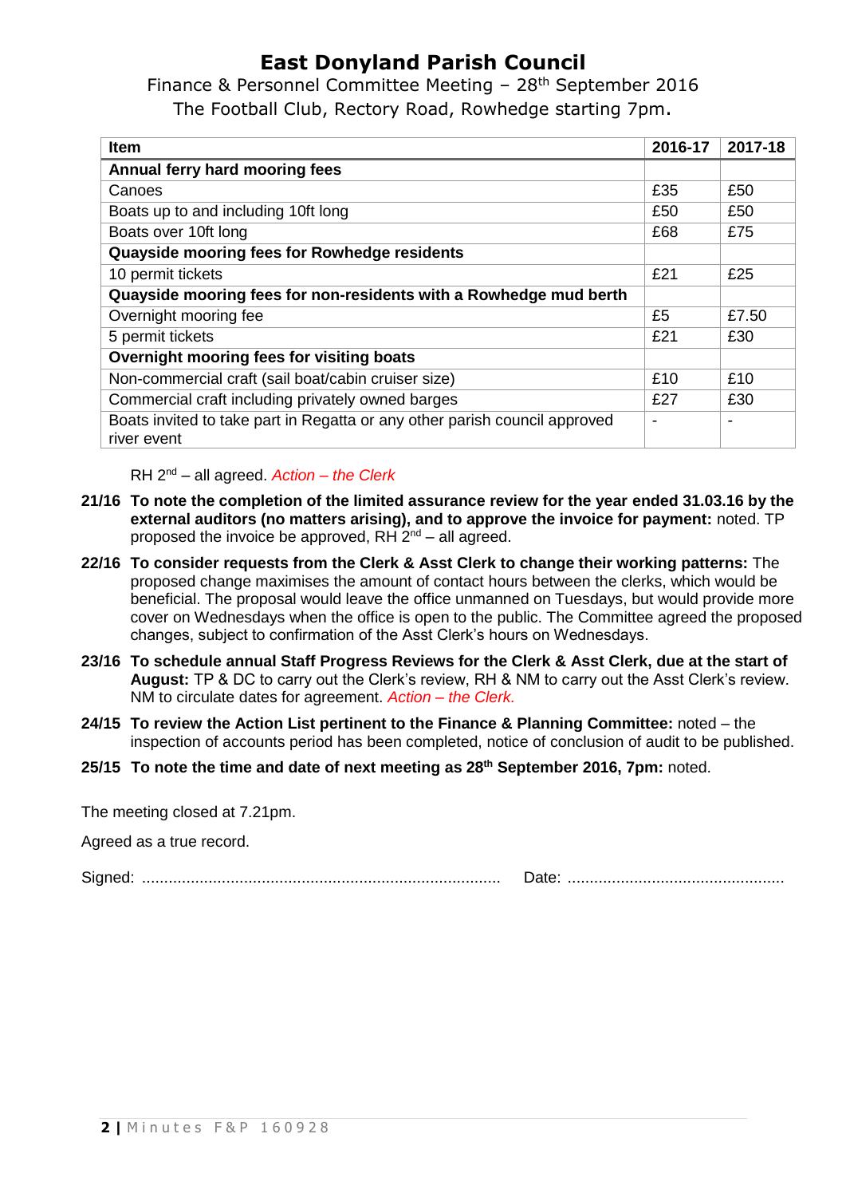# East Donyland Parish Council

Finance & Personnel Committee Meeting – 28th September 2016

The Football Club, Rectory Road, Rowhedge starting 7pm.

| Item | 2016-17 | 2017-18 |
|---|---|---|
| **Annual ferry hard mooring fees** | | |
| Canoes | £35 | £50 |
| Boats up to and including 10ft long | £50 | £50 |
| Boats over 10ft long | £68 | £75 |
| **Quayside mooring fees for Rowhedge residents** | | |
| 10 permit tickets | £21 | £25 |
| **Quayside mooring fees for non-residents with a Rowhedge mud berth** | | |
| Overnight mooring fee | £5 | £7.50 |
| 5 permit tickets | £21 | £30 |
| **Overnight mooring fees for visiting boats** | | |
| Non-commercial craft (sail boat/cabin cruiser size) | £10 | £10 |
| Commercial craft including privately owned barges | £27 | £30 |
| Boats invited to take part in Regatta or any other parish council approved river event | - | - |

RH 2nd – all agreed. *Action – the Clerk*

**21/16 To note the completion of the limited assurance review for the year ended 31.03.16 by the external auditors (no matters arising), and to approve the invoice for payment:** noted. TP proposed the invoice be approved, RH 2nd – all agreed.

**22/16 To consider requests from the Clerk & Asst Clerk to change their working patterns:** The proposed change maximises the amount of contact hours between the clerks, which would be beneficial. The proposal would leave the office unmanned on Tuesdays, but would provide more cover on Wednesdays when the office is open to the public. The Committee agreed the proposed changes, subject to confirmation of the Asst Clerk's hours on Wednesdays.

**23/16 To schedule annual Staff Progress Reviews for the Clerk & Asst Clerk, due at the start of August:** TP & DC to carry out the Clerk's review, RH & NM to carry out the Asst Clerk's review. NM to circulate dates for agreement. *Action – the Clerk.*

**24/15 To review the Action List pertinent to the Finance & Planning Committee:** noted – the inspection of accounts period has been completed, notice of conclusion of audit to be published.

**25/15 To note the time and date of next meeting as 28th September 2016, 7pm:** noted.

The meeting closed at 7.21pm.

Agreed as a true record.

Signed: ................................................................................ Date: ................................................